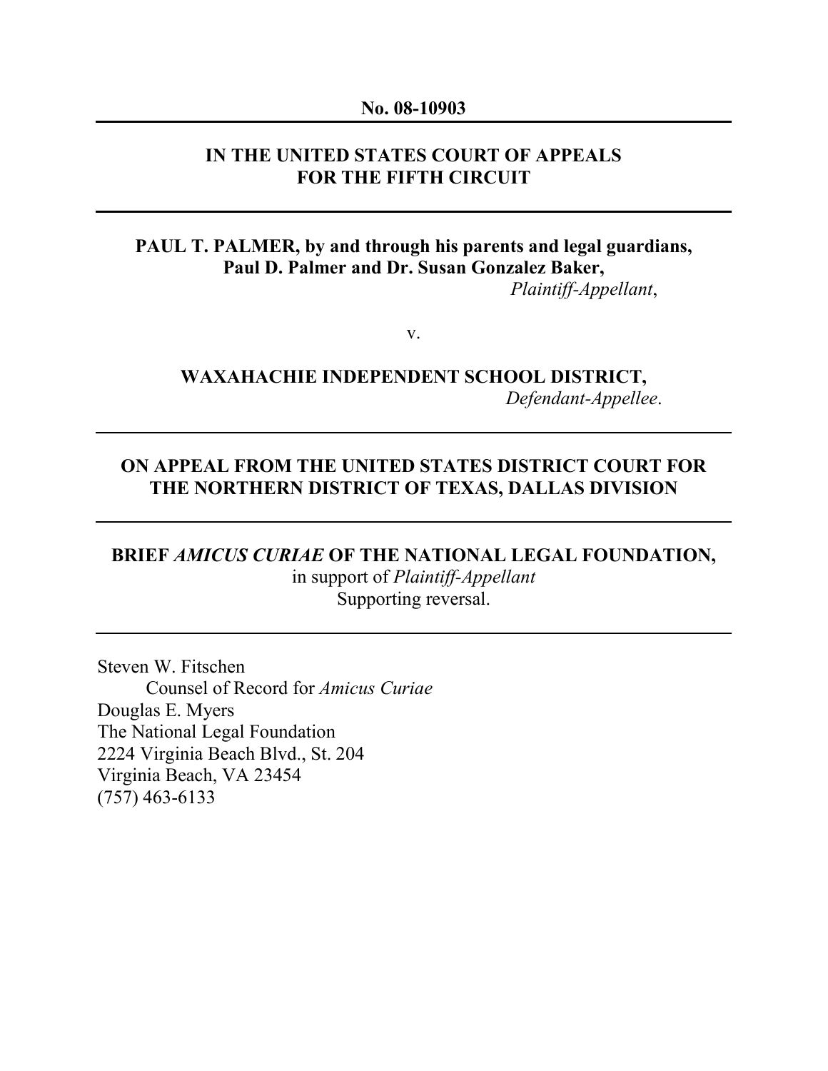**No. 08-10903**

---

**IN THE UNITED STATES COURT OF APPEALS**
**FOR THE FIFTH CIRCUIT**

---

**PAUL T. PALMER, by and through his parents and legal guardians,**
**Paul D. Palmer and Dr. Susan Gonzalez Baker,**
*Plaintiff-Appellant*,

v.

**WAXAHACHIE INDEPENDENT SCHOOL DISTRICT,**
*Defendant-Appellee*.

---

**ON APPEAL FROM THE UNITED STATES DISTRICT COURT FOR THE NORTHERN DISTRICT OF TEXAS, DALLAS DIVISION**

---

**BRIEF *AMICUS CURIAE* OF THE NATIONAL LEGAL FOUNDATION,**
in support of *Plaintiff-Appellant*
Supporting reversal.

---

Steven W. Fitschen
  Counsel of Record for *Amicus Curiae*
Douglas E. Myers
The National Legal Foundation
2224 Virginia Beach Blvd., St. 204
Virginia Beach, VA 23454
(757) 463-6133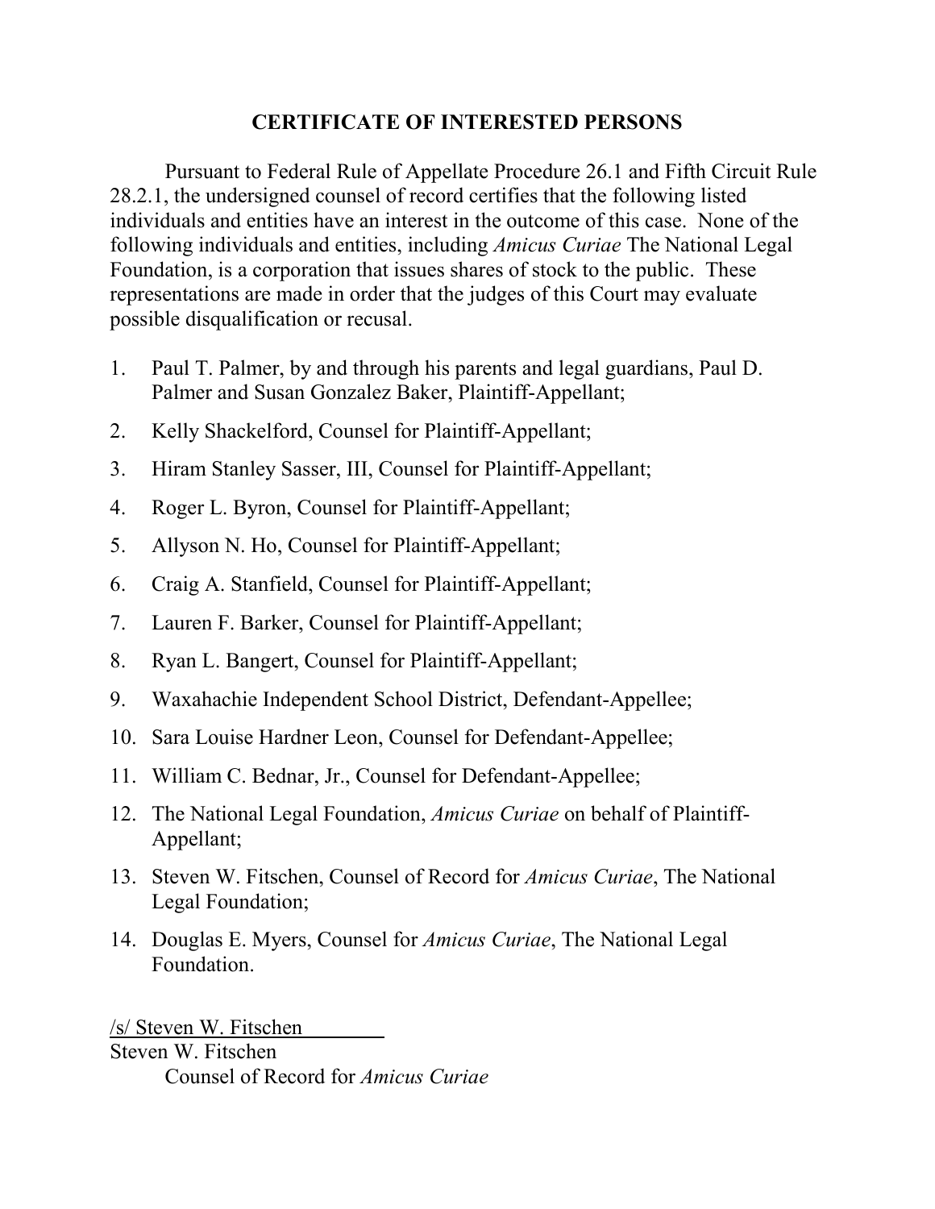# CERTIFICATE OF INTERESTED PERSONS

Pursuant to Federal Rule of Appellate Procedure 26.1 and Fifth Circuit Rule 28.2.1, the undersigned counsel of record certifies that the following listed individuals and entities have an interest in the outcome of this case. None of the following individuals and entities, including *Amicus Curiae* The National Legal Foundation, is a corporation that issues shares of stock to the public. These representations are made in order that the judges of this Court may evaluate possible disqualification or recusal.

1. Paul T. Palmer, by and through his parents and legal guardians, Paul D. Palmer and Susan Gonzalez Baker, Plaintiff-Appellant;
2. Kelly Shackelford, Counsel for Plaintiff-Appellant;
3. Hiram Stanley Sasser, III, Counsel for Plaintiff-Appellant;
4. Roger L. Byron, Counsel for Plaintiff-Appellant;
5. Allyson N. Ho, Counsel for Plaintiff-Appellant;
6. Craig A. Stanfield, Counsel for Plaintiff-Appellant;
7. Lauren F. Barker, Counsel for Plaintiff-Appellant;
8. Ryan L. Bangert, Counsel for Plaintiff-Appellant;
9. Waxahachie Independent School District, Defendant-Appellee;
10. Sara Louise Hardner Leon, Counsel for Defendant-Appellee;
11. William C. Bednar, Jr., Counsel for Defendant-Appellee;
12. The National Legal Foundation, *Amicus Curiae* on behalf of Plaintiff-Appellant;
13. Steven W. Fitschen, Counsel of Record for *Amicus Curiae*, The National Legal Foundation;
14. Douglas E. Myers, Counsel for *Amicus Curiae*, The National Legal Foundation.

/s/ Steven W. Fitschen
Steven W. Fitschen
Counsel of Record for *Amicus Curiae*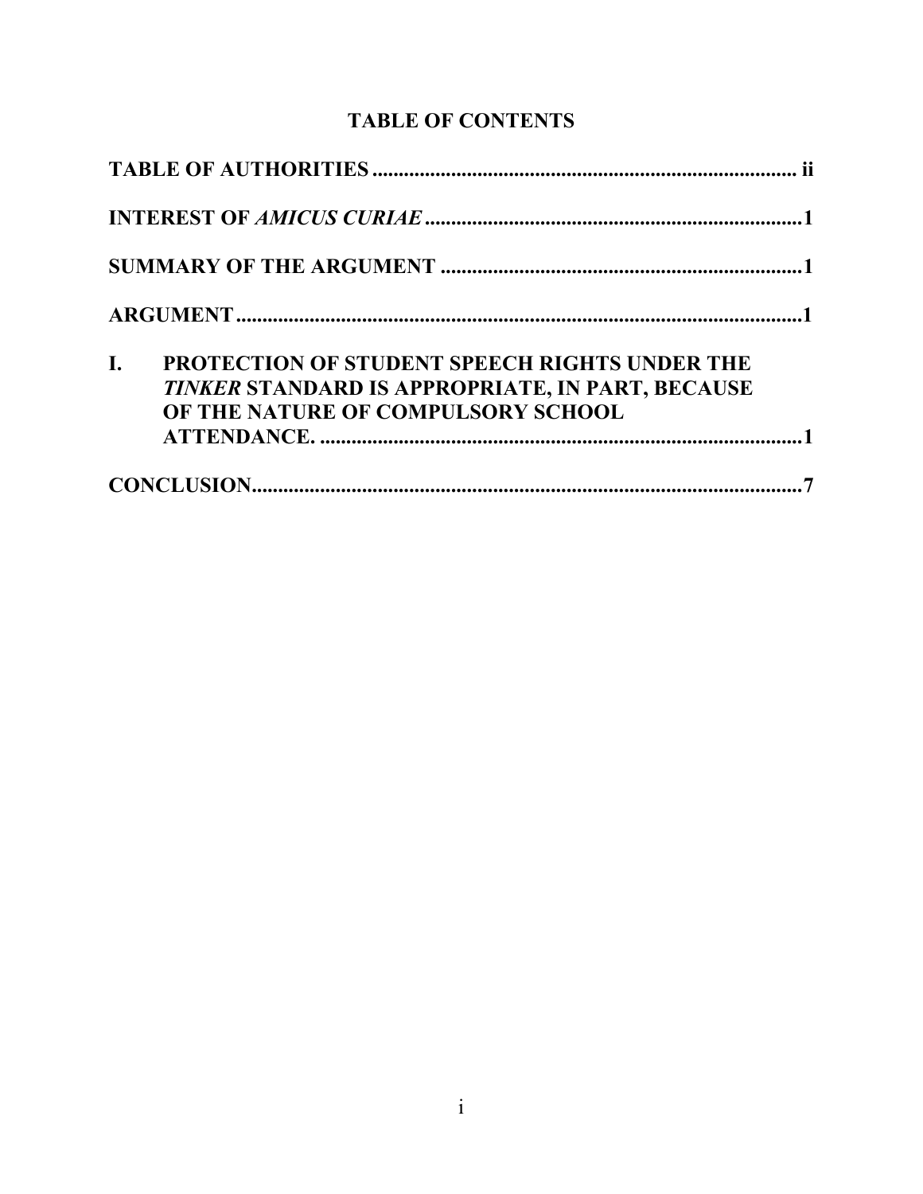# TABLE OF CONTENTS

| | |
|---|---|
| **TABLE OF AUTHORITIES** | **ii** |
| **INTEREST OF *AMICUS CURIAE*** | **1** |
| **SUMMARY OF THE ARGUMENT** | **1** |
| **ARGUMENT** | **1** |
| **I. PROTECTION OF STUDENT SPEECH RIGHTS UNDER THE *TINKER* STANDARD IS APPROPRIATE, IN PART, BECAUSE OF THE NATURE OF COMPULSORY SCHOOL ATTENDANCE.** | **1** |
| **CONCLUSION** | **7** |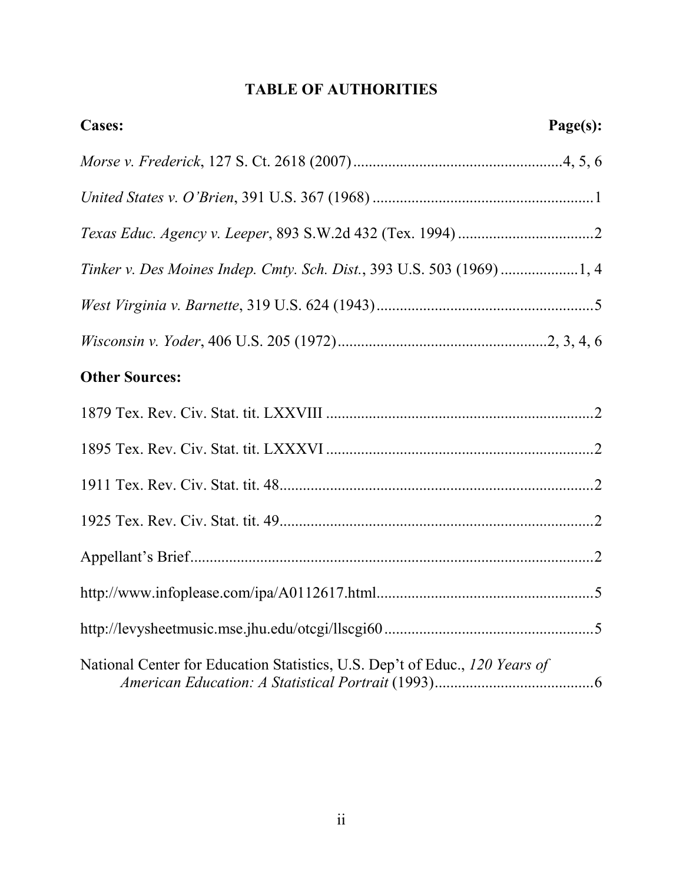# TABLE OF AUTHORITIES

| **Cases:** | **Page(s):** |
| --- | --- |
| *Morse v. Frederick*, 127 S. Ct. 2618 (2007) | 4, 5, 6 |
| *United States v. O'Brien*, 391 U.S. 367 (1968) | 1 |
| *Texas Educ. Agency v. Leeper*, 893 S.W.2d 432 (Tex. 1994) | 2 |
| *Tinker v. Des Moines Indep. Cmty. Sch. Dist.*, 393 U.S. 503 (1969) | 1, 4 |
| *West Virginia v. Barnette*, 319 U.S. 624 (1943) | 5 |
| *Wisconsin v. Yoder*, 406 U.S. 205 (1972) | 2, 3, 4, 6 |

| **Other Sources:** | |
| --- | --- |
| 1879 Tex. Rev. Civ. Stat. tit. LXXVIII | 2 |
| 1895 Tex. Rev. Civ. Stat. tit. LXXXVI | 2 |
| 1911 Tex. Rev. Civ. Stat. tit. 48 | 2 |
| 1925 Tex. Rev. Civ. Stat. tit. 49 | 2 |
| Appellant's Brief | 2 |
| http://www.infoplease.com/ipa/A0112617.html | 5 |
| http://levysheetmusic.mse.jhu.edu/otcgi/llscgi60 | 5 |
| National Center for Education Statistics, U.S. Dep't of Educ., *120 Years of American Education: A Statistical Portrait* (1993) | 6 |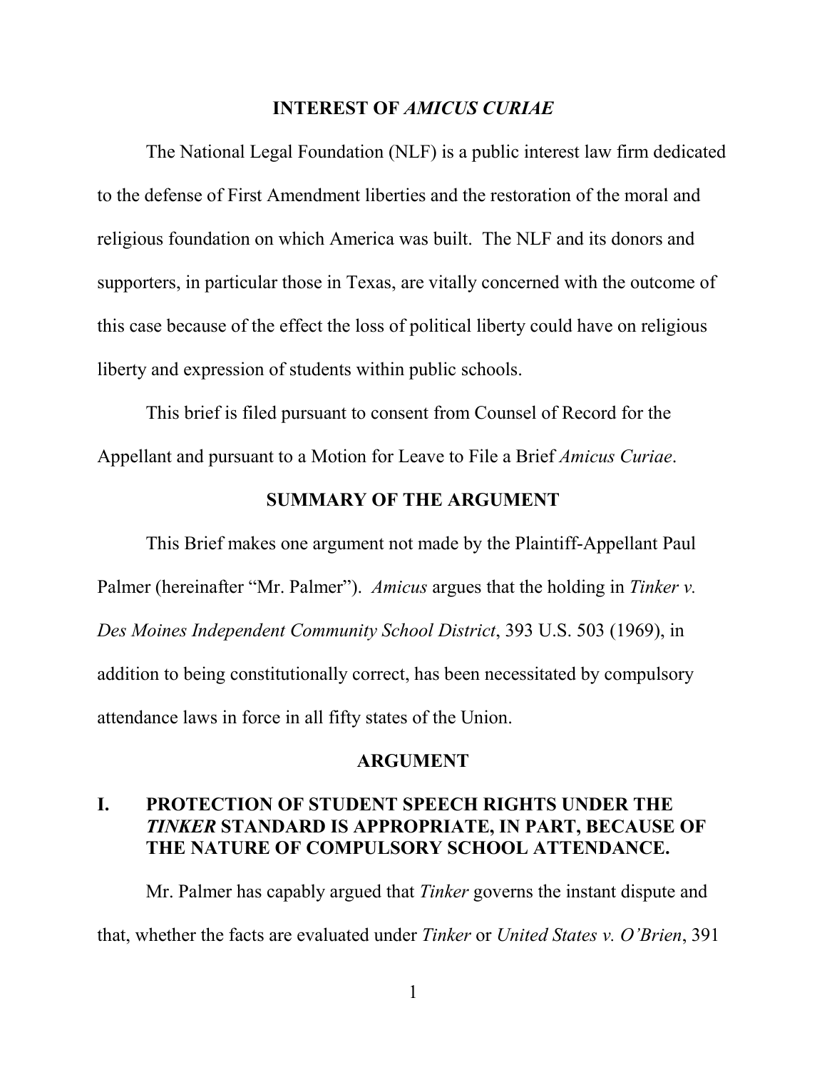## INTEREST OF *AMICUS CURIAE*

The National Legal Foundation (NLF) is a public interest law firm dedicated to the defense of First Amendment liberties and the restoration of the moral and religious foundation on which America was built. The NLF and its donors and supporters, in particular those in Texas, are vitally concerned with the outcome of this case because of the effect the loss of political liberty could have on religious liberty and expression of students within public schools.

This brief is filed pursuant to consent from Counsel of Record for the Appellant and pursuant to a Motion for Leave to File a Brief *Amicus Curiae*.

## SUMMARY OF THE ARGUMENT

This Brief makes one argument not made by the Plaintiff-Appellant Paul Palmer (hereinafter "Mr. Palmer"). *Amicus* argues that the holding in *Tinker v. Des Moines Independent Community School District*, 393 U.S. 503 (1969), in addition to being constitutionally correct, has been necessitated by compulsory attendance laws in force in all fifty states of the Union.

## ARGUMENT

### I. PROTECTION OF STUDENT SPEECH RIGHTS UNDER THE *TINKER* STANDARD IS APPROPRIATE, IN PART, BECAUSE OF THE NATURE OF COMPULSORY SCHOOL ATTENDANCE.

Mr. Palmer has capably argued that *Tinker* governs the instant dispute and that, whether the facts are evaluated under *Tinker* or *United States v. O'Brien*, 391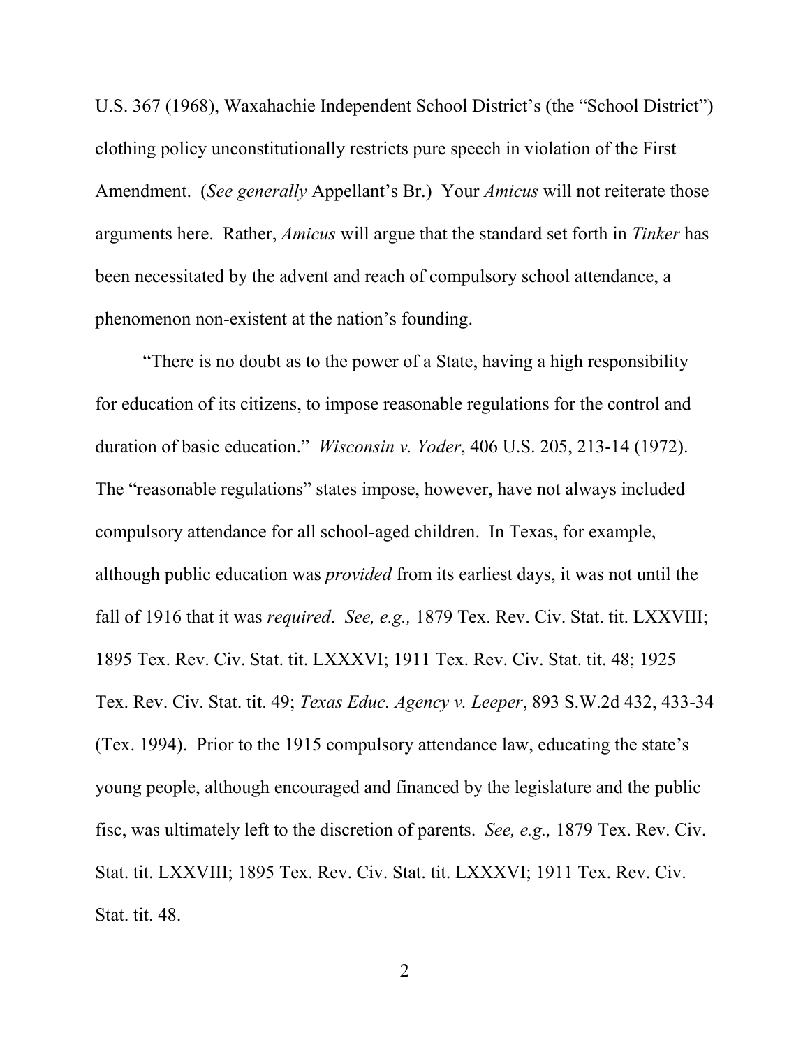U.S. 367 (1968), Waxahachie Independent School District's (the "School District") clothing policy unconstitutionally restricts pure speech in violation of the First Amendment. (*See generally* Appellant's Br.) Your *Amicus* will not reiterate those arguments here. Rather, *Amicus* will argue that the standard set forth in *Tinker* has been necessitated by the advent and reach of compulsory school attendance, a phenomenon non-existent at the nation's founding.

"There is no doubt as to the power of a State, having a high responsibility for education of its citizens, to impose reasonable regulations for the control and duration of basic education." *Wisconsin v. Yoder*, 406 U.S. 205, 213-14 (1972). The "reasonable regulations" states impose, however, have not always included compulsory attendance for all school-aged children. In Texas, for example, although public education was *provided* from its earliest days, it was not until the fall of 1916 that it was *required*. *See, e.g.,* 1879 Tex. Rev. Civ. Stat. tit. LXXVIII; 1895 Tex. Rev. Civ. Stat. tit. LXXXVI; 1911 Tex. Rev. Civ. Stat. tit. 48; 1925 Tex. Rev. Civ. Stat. tit. 49; *Texas Educ. Agency v. Leeper*, 893 S.W.2d 432, 433-34 (Tex. 1994). Prior to the 1915 compulsory attendance law, educating the state's young people, although encouraged and financed by the legislature and the public fisc, was ultimately left to the discretion of parents. *See, e.g.,* 1879 Tex. Rev. Civ. Stat. tit. LXXVIII; 1895 Tex. Rev. Civ. Stat. tit. LXXXVI; 1911 Tex. Rev. Civ. Stat. tit. 48.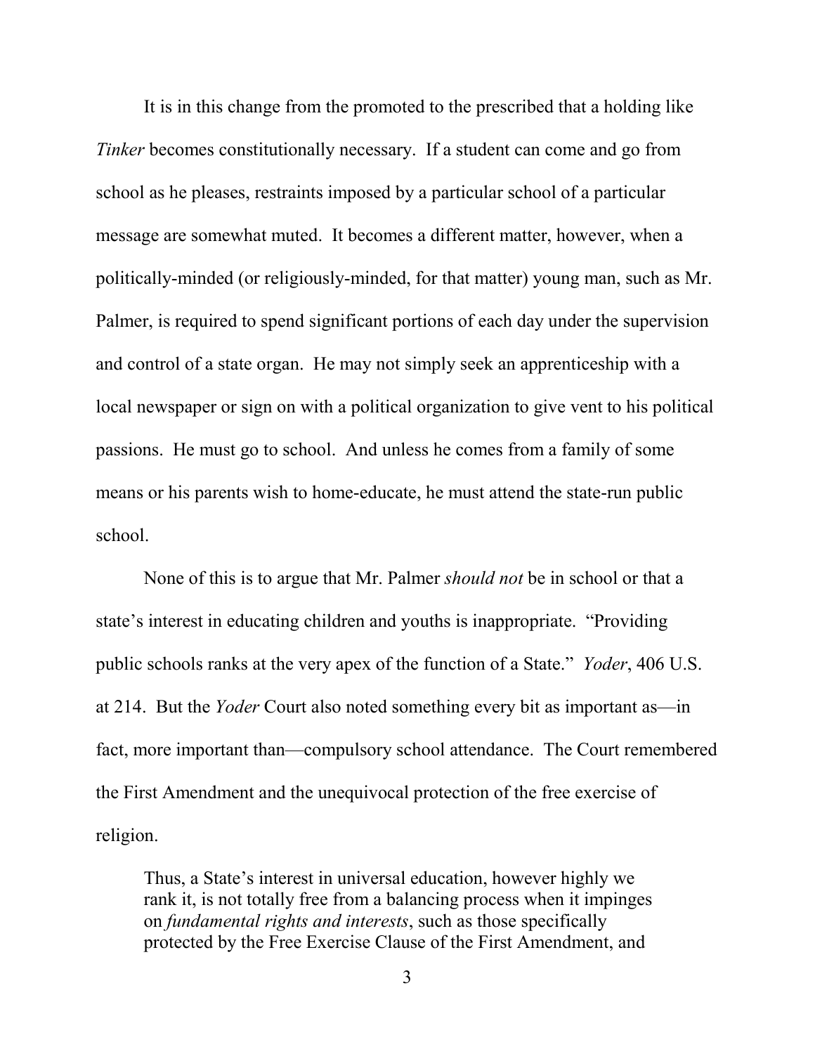It is in this change from the promoted to the prescribed that a holding like *Tinker* becomes constitutionally necessary. If a student can come and go from school as he pleases, restraints imposed by a particular school of a particular message are somewhat muted. It becomes a different matter, however, when a politically-minded (or religiously-minded, for that matter) young man, such as Mr. Palmer, is required to spend significant portions of each day under the supervision and control of a state organ. He may not simply seek an apprenticeship with a local newspaper or sign on with a political organization to give vent to his political passions. He must go to school. And unless he comes from a family of some means or his parents wish to home-educate, he must attend the state-run public school.

None of this is to argue that Mr. Palmer *should not* be in school or that a state's interest in educating children and youths is inappropriate. "Providing public schools ranks at the very apex of the function of a State." *Yoder*, 406 U.S. at 214. But the *Yoder* Court also noted something every bit as important as—in fact, more important than—compulsory school attendance. The Court remembered the First Amendment and the unequivocal protection of the free exercise of religion.

> Thus, a State's interest in universal education, however highly we rank it, is not totally free from a balancing process when it impinges on *fundamental rights and interests*, such as those specifically protected by the Free Exercise Clause of the First Amendment, and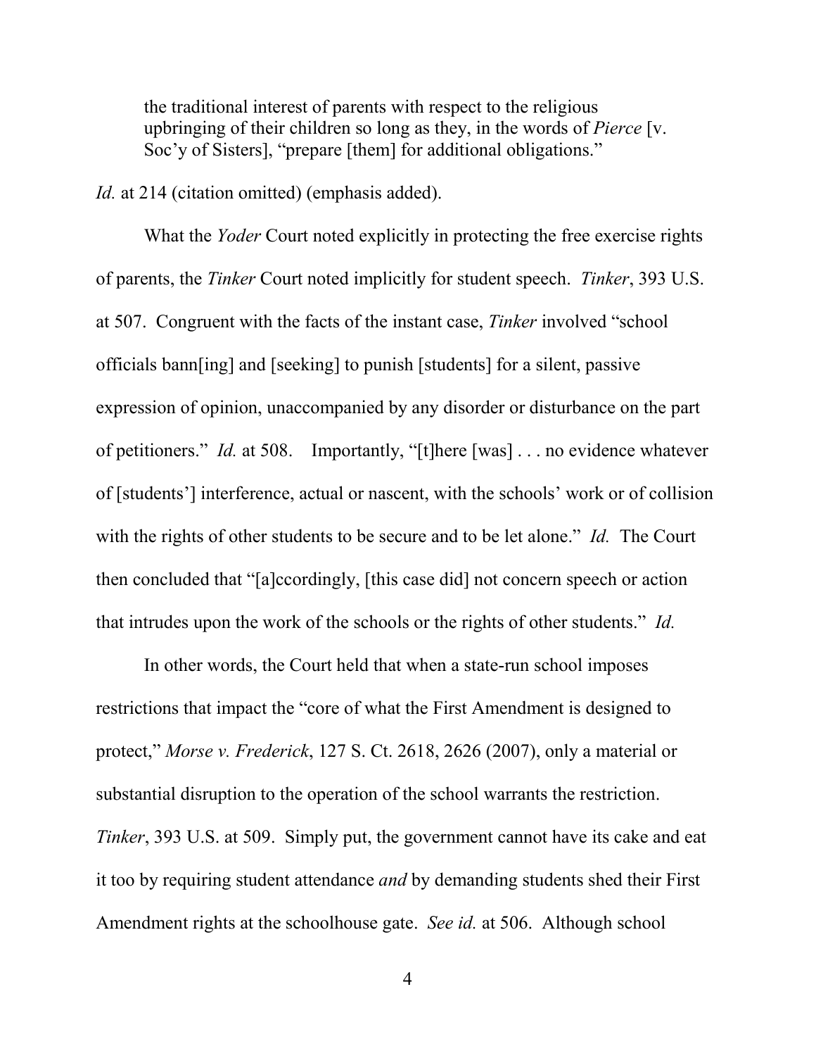> the traditional interest of parents with respect to the religious upbringing of their children so long as they, in the words of *Pierce* [v. Soc'y of Sisters], "prepare [them] for additional obligations."

*Id.* at 214 (citation omitted) (emphasis added).

What the *Yoder* Court noted explicitly in protecting the free exercise rights of parents, the *Tinker* Court noted implicitly for student speech. *Tinker*, 393 U.S. at 507. Congruent with the facts of the instant case, *Tinker* involved "school officials bann[ing] and [seeking] to punish [students] for a silent, passive expression of opinion, unaccompanied by any disorder or disturbance on the part of petitioners." *Id.* at 508. Importantly, "[t]here [was] . . . no evidence whatever of [students'] interference, actual or nascent, with the schools' work or of collision with the rights of other students to be secure and to be let alone." *Id.* The Court then concluded that "[a]ccordingly, [this case did] not concern speech or action that intrudes upon the work of the schools or the rights of other students." *Id.*

In other words, the Court held that when a state-run school imposes restrictions that impact the "core of what the First Amendment is designed to protect," *Morse v. Frederick*, 127 S. Ct. 2618, 2626 (2007), only a material or substantial disruption to the operation of the school warrants the restriction. *Tinker*, 393 U.S. at 509. Simply put, the government cannot have its cake and eat it too by requiring student attendance *and* by demanding students shed their First Amendment rights at the schoolhouse gate. *See id.* at 506. Although school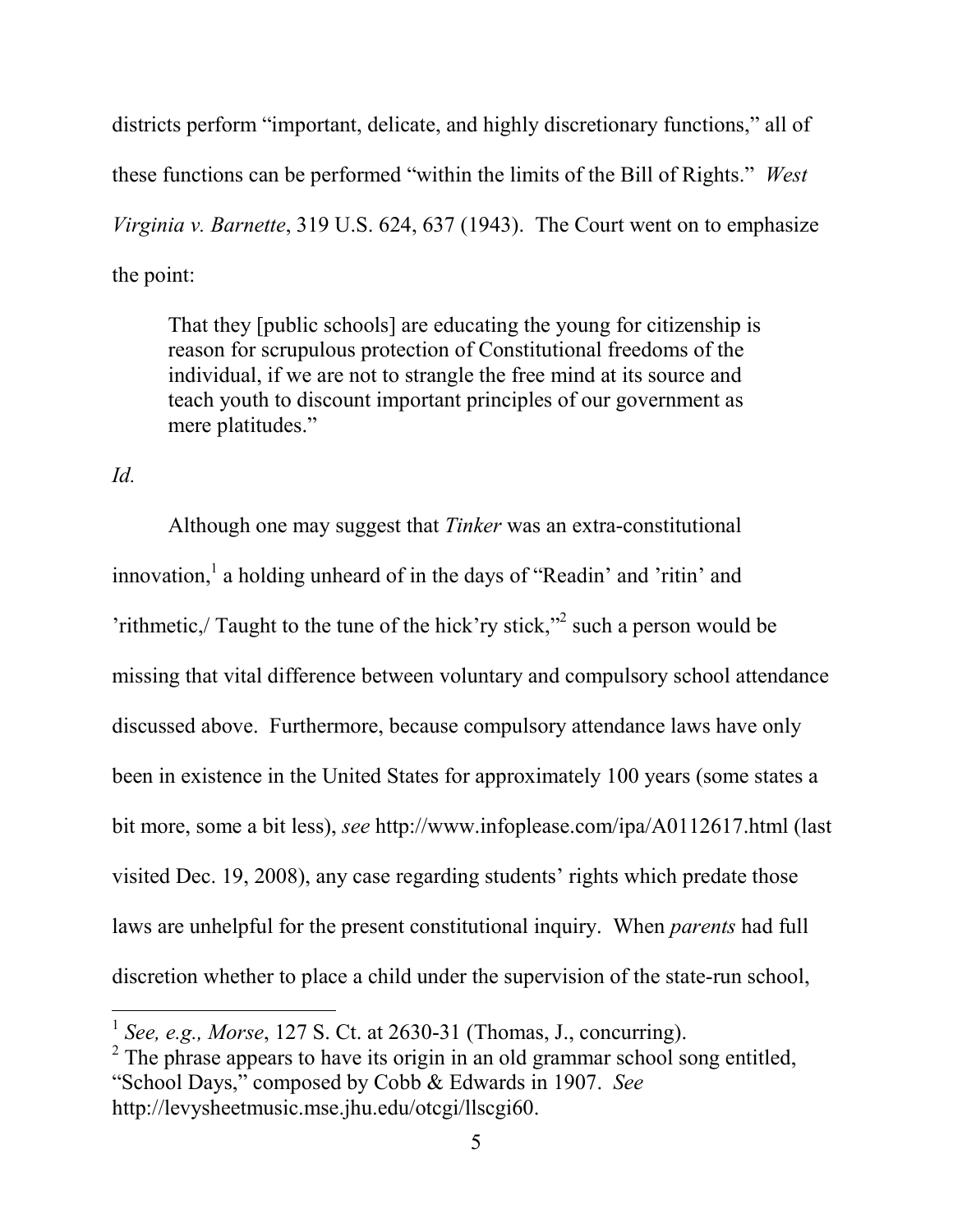districts perform "important, delicate, and highly discretionary functions," all of these functions can be performed "within the limits of the Bill of Rights." *West Virginia v. Barnette*, 319 U.S. 624, 637 (1943). The Court went on to emphasize the point:

> That they [public schools] are educating the young for citizenship is reason for scrupulous protection of Constitutional freedoms of the individual, if we are not to strangle the free mind at its source and teach youth to discount important principles of our government as mere platitudes."

*Id.*

Although one may suggest that *Tinker* was an extra-constitutional innovation,[1] a holding unheard of in the days of "Readin' and 'ritin' and 'rithmetic,/ Taught to the tune of the hick'ry stick,"[2] such a person would be missing that vital difference between voluntary and compulsory school attendance discussed above. Furthermore, because compulsory attendance laws have only been in existence in the United States for approximately 100 years (some states a bit more, some a bit less), *see* http://www.infoplease.com/ipa/A0112617.html (last visited Dec. 19, 2008), any case regarding students' rights which predate those laws are unhelpful for the present constitutional inquiry. When *parents* had full discretion whether to place a child under the supervision of the state-run school,

---

[1] *See, e.g., Morse*, 127 S. Ct. at 2630-31 (Thomas, J., concurring).

[2] The phrase appears to have its origin in an old grammar school song entitled, "School Days," composed by Cobb & Edwards in 1907. *See* http://levysheetmusic.mse.jhu.edu/otcgi/llscgi60.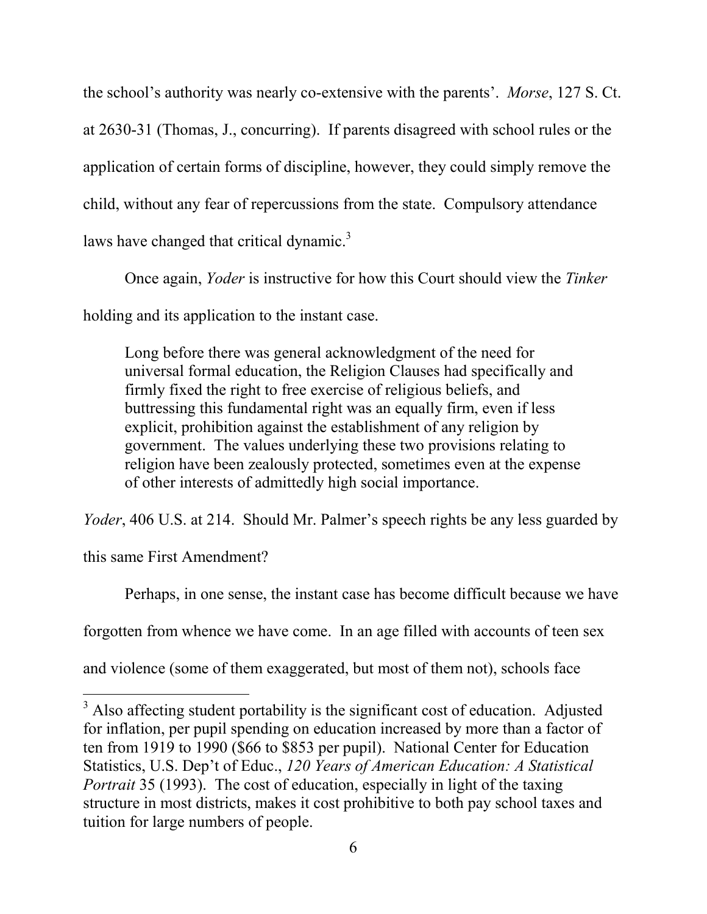the school's authority was nearly co-extensive with the parents'. *Morse*, 127 S. Ct. at 2630-31 (Thomas, J., concurring). If parents disagreed with school rules or the application of certain forms of discipline, however, they could simply remove the child, without any fear of repercussions from the state. Compulsory attendance laws have changed that critical dynamic.[3]

Once again, *Yoder* is instructive for how this Court should view the *Tinker* holding and its application to the instant case.

> Long before there was general acknowledgment of the need for universal formal education, the Religion Clauses had specifically and firmly fixed the right to free exercise of religious beliefs, and buttressing this fundamental right was an equally firm, even if less explicit, prohibition against the establishment of any religion by government. The values underlying these two provisions relating to religion have been zealously protected, sometimes even at the expense of other interests of admittedly high social importance.

*Yoder*, 406 U.S. at 214. Should Mr. Palmer's speech rights be any less guarded by this same First Amendment?

Perhaps, in one sense, the instant case has become difficult because we have forgotten from whence we have come. In an age filled with accounts of teen sex and violence (some of them exaggerated, but most of them not), schools face

---

[3] Also affecting student portability is the significant cost of education. Adjusted for inflation, per pupil spending on education increased by more than a factor of ten from 1919 to 1990 ($66 to $853 per pupil). National Center for Education Statistics, U.S. Dep't of Educ., *120 Years of American Education: A Statistical Portrait* 35 (1993). The cost of education, especially in light of the taxing structure in most districts, makes it cost prohibitive to both pay school taxes and tuition for large numbers of people.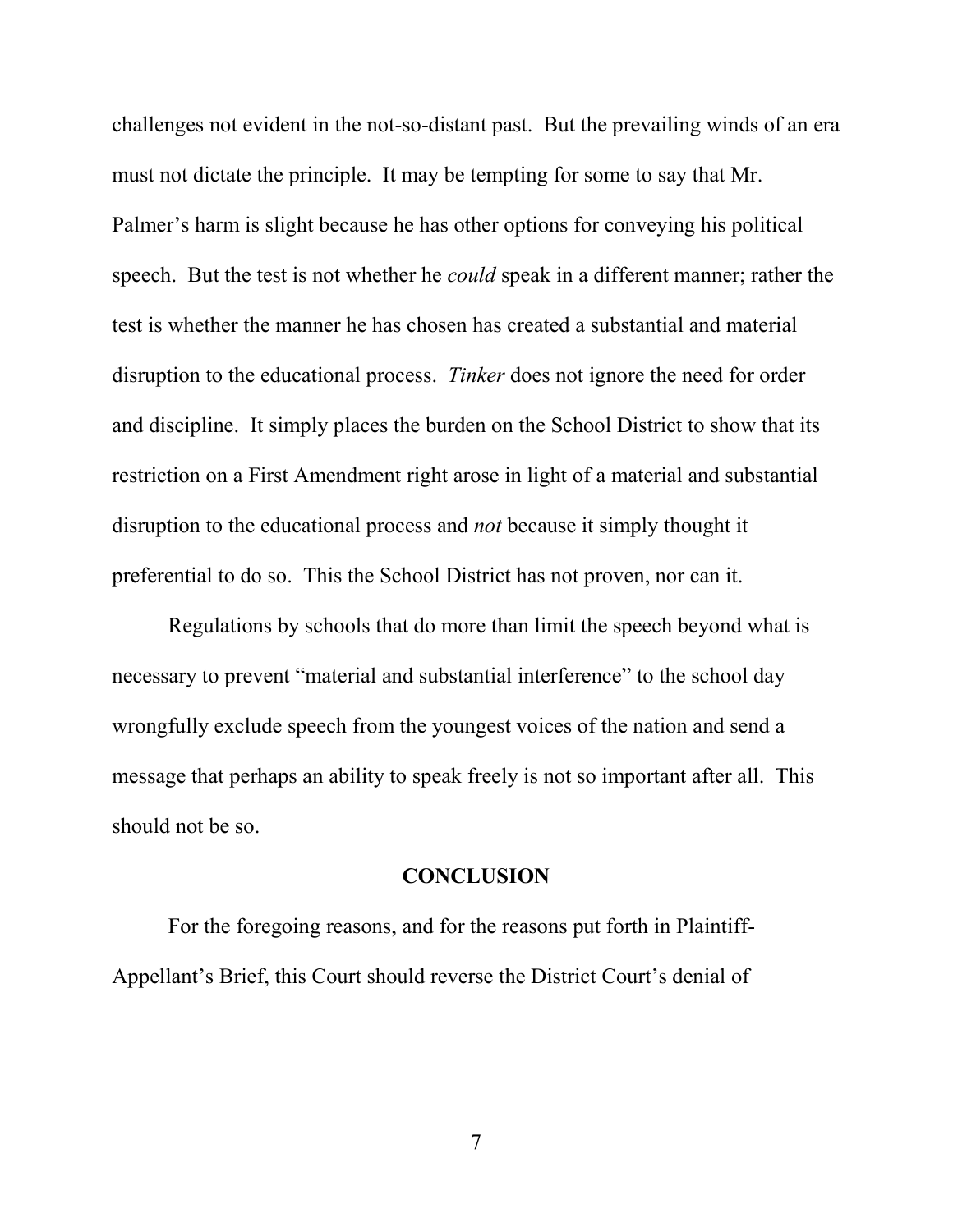challenges not evident in the not-so-distant past. But the prevailing winds of an era must not dictate the principle. It may be tempting for some to say that Mr. Palmer's harm is slight because he has other options for conveying his political speech. But the test is not whether he *could* speak in a different manner; rather the test is whether the manner he has chosen has created a substantial and material disruption to the educational process. *Tinker* does not ignore the need for order and discipline. It simply places the burden on the School District to show that its restriction on a First Amendment right arose in light of a material and substantial disruption to the educational process and *not* because it simply thought it preferential to do so. This the School District has not proven, nor can it.

Regulations by schools that do more than limit the speech beyond what is necessary to prevent "material and substantial interference" to the school day wrongfully exclude speech from the youngest voices of the nation and send a message that perhaps an ability to speak freely is not so important after all. This should not be so.

## CONCLUSION

For the foregoing reasons, and for the reasons put forth in Plaintiff-Appellant's Brief, this Court should reverse the District Court's denial of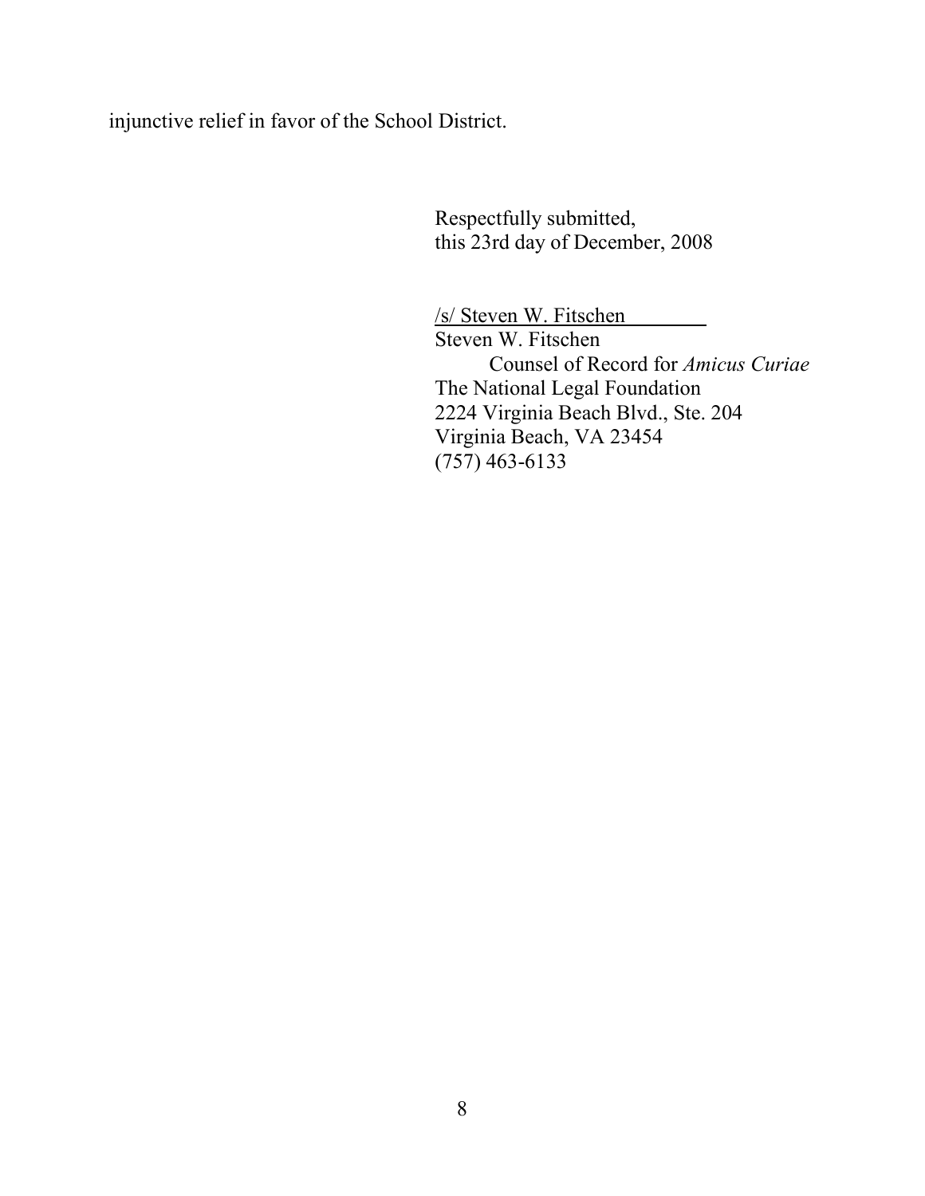injunctive relief in favor of the School District.

Respectfully submitted,
this 23rd day of December, 2008

/s/ Steven W. Fitschen
Steven W. Fitschen
Counsel of Record for *Amicus Curiae*
The National Legal Foundation
2224 Virginia Beach Blvd., Ste. 204
Virginia Beach, VA 23454
(757) 463-6133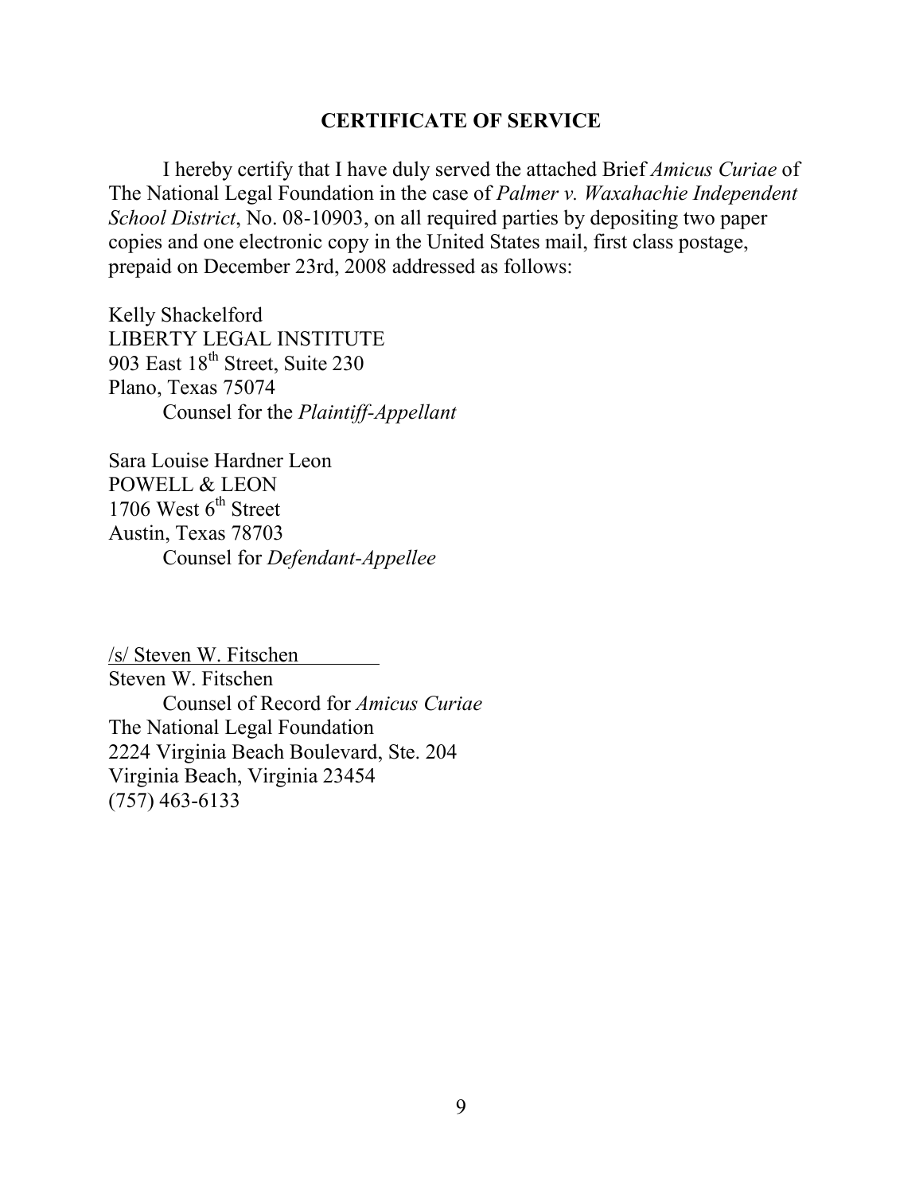## CERTIFICATE OF SERVICE

I hereby certify that I have duly served the attached Brief *Amicus Curiae* of The National Legal Foundation in the case of *Palmer v. Waxahachie Independent School District*, No. 08-10903, on all required parties by depositing two paper copies and one electronic copy in the United States mail, first class postage, prepaid on December 23rd, 2008 addressed as follows:

Kelly Shackelford
LIBERTY LEGAL INSTITUTE
903 East 18th Street, Suite 230
Plano, Texas 75074
Counsel for the *Plaintiff-Appellant*

Sara Louise Hardner Leon
POWELL & LEON
1706 West 6th Street
Austin, Texas 78703
Counsel for *Defendant-Appellee*

/s/ Steven W. Fitschen
Steven W. Fitschen
Counsel of Record for *Amicus Curiae*
The National Legal Foundation
2224 Virginia Beach Boulevard, Ste. 204
Virginia Beach, Virginia 23454
(757) 463-6133